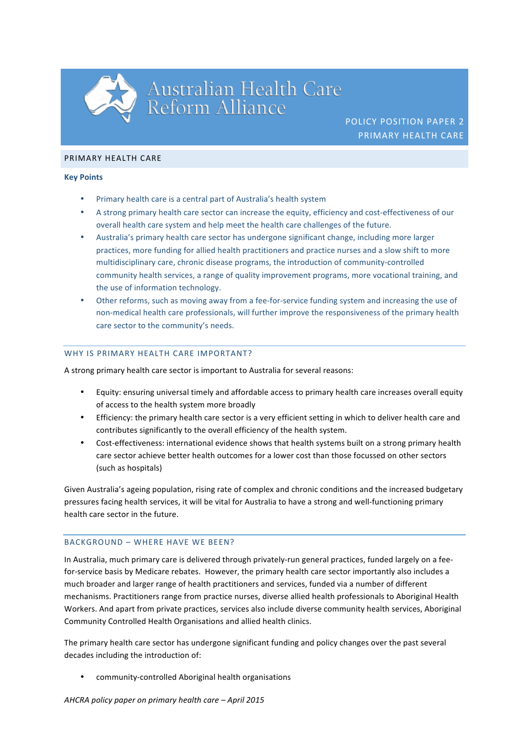# Australian Health Care Reform Alliance

POLICY POSITION PAPER 2
PRIMARY HEALTH CARE

## PRIMARY HEALTH CARE

**Key Points**

- Primary health care is a central part of Australia's health system
- A strong primary health care sector can increase the equity, efficiency and cost-effectiveness of our overall health care system and help meet the health care challenges of the future.
- Australia's primary health care sector has undergone significant change, including more larger practices, more funding for allied health practitioners and practice nurses and a slow shift to more multidisciplinary care, chronic disease programs, the introduction of community-controlled community health services, a range of quality improvement programs, more vocational training, and the use of information technology.
- Other reforms, such as moving away from a fee-for-service funding system and increasing the use of non-medical health care professionals, will further improve the responsiveness of the primary health care sector to the community's needs.

## WHY IS PRIMARY HEALTH CARE IMPORTANT?

A strong primary health care sector is important to Australia for several reasons:

- Equity: ensuring universal timely and affordable access to primary health care increases overall equity of access to the health system more broadly
- Efficiency: the primary health care sector is a very efficient setting in which to deliver health care and contributes significantly to the overall efficiency of the health system.
- Cost-effectiveness: international evidence shows that health systems built on a strong primary health care sector achieve better health outcomes for a lower cost than those focussed on other sectors (such as hospitals)

Given Australia's ageing population, rising rate of complex and chronic conditions and the increased budgetary pressures facing health services, it will be vital for Australia to have a strong and well-functioning primary health care sector in the future.

## BACKGROUND – WHERE HAVE WE BEEN?

In Australia, much primary care is delivered through privately-run general practices, funded largely on a fee-for-service basis by Medicare rebates. However, the primary health care sector importantly also includes a much broader and larger range of health practitioners and services, funded via a number of different mechanisms. Practitioners range from practice nurses, diverse allied health professionals to Aboriginal Health Workers. And apart from private practices, services also include diverse community health services, Aboriginal Community Controlled Health Organisations and allied health clinics.

The primary health care sector has undergone significant funding and policy changes over the past several decades including the introduction of:

- community-controlled Aboriginal health organisations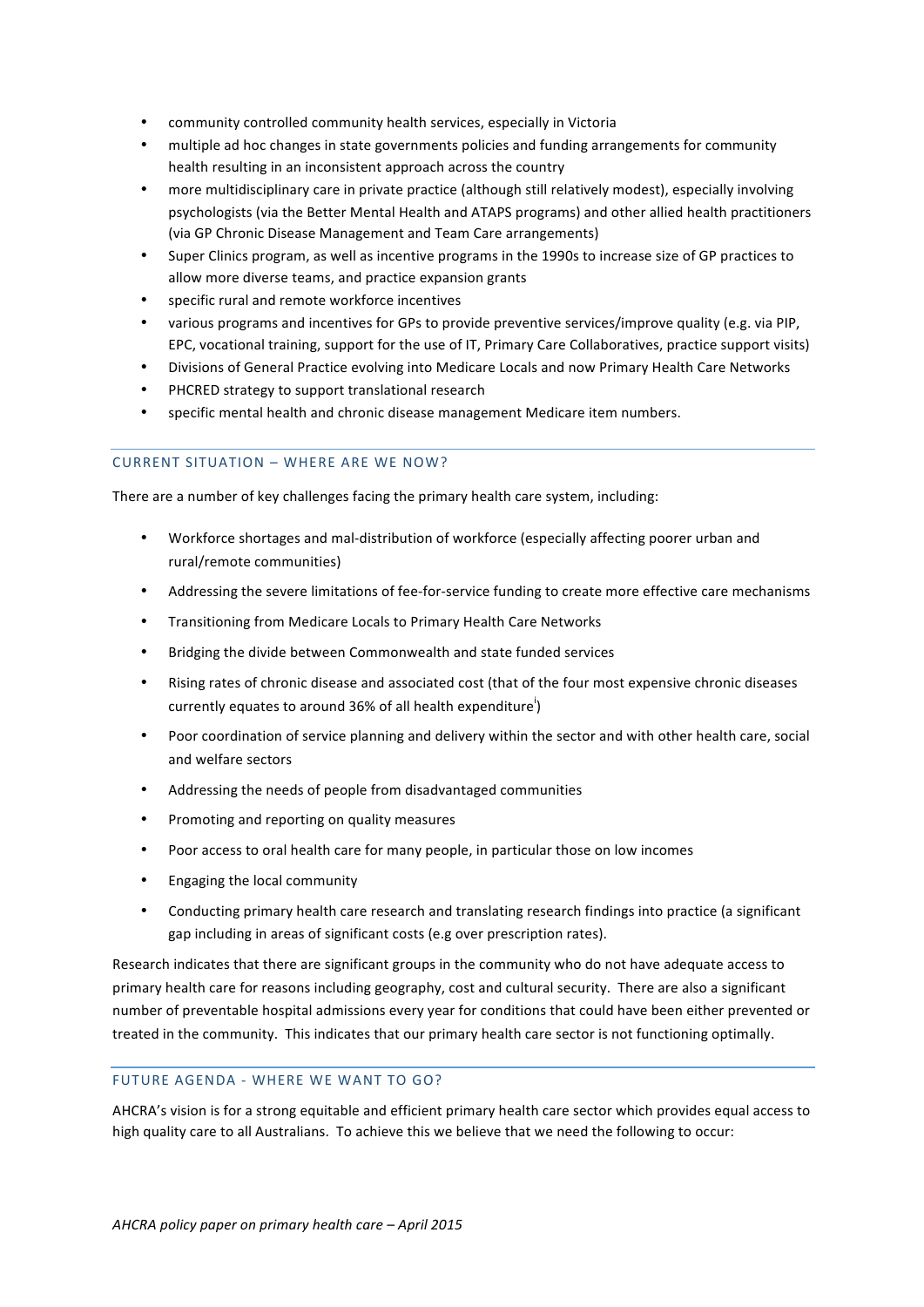- community controlled community health services, especially in Victoria
- multiple ad hoc changes in state governments policies and funding arrangements for community health resulting in an inconsistent approach across the country
- more multidisciplinary care in private practice (although still relatively modest), especially involving psychologists (via the Better Mental Health and ATAPS programs) and other allied health practitioners (via GP Chronic Disease Management and Team Care arrangements)
- Super Clinics program, as well as incentive programs in the 1990s to increase size of GP practices to allow more diverse teams, and practice expansion grants
- specific rural and remote workforce incentives
- various programs and incentives for GPs to provide preventive services/improve quality (e.g. via PIP, EPC, vocational training, support for the use of IT, Primary Care Collaboratives, practice support visits)
- Divisions of General Practice evolving into Medicare Locals and now Primary Health Care Networks
- PHCRED strategy to support translational research
- specific mental health and chronic disease management Medicare item numbers.

## CURRENT SITUATION – WHERE ARE WE NOW?

There are a number of key challenges facing the primary health care system, including:

- Workforce shortages and mal-distribution of workforce (especially affecting poorer urban and rural/remote communities)
- Addressing the severe limitations of fee-for-service funding to create more effective care mechanisms
- Transitioning from Medicare Locals to Primary Health Care Networks
- Bridging the divide between Commonwealth and state funded services
- Rising rates of chronic disease and associated cost (that of the four most expensive chronic diseases currently equates to around 36% of all health expenditure[i])
- Poor coordination of service planning and delivery within the sector and with other health care, social and welfare sectors
- Addressing the needs of people from disadvantaged communities
- Promoting and reporting on quality measures
- Poor access to oral health care for many people, in particular those on low incomes
- Engaging the local community
- Conducting primary health care research and translating research findings into practice (a significant gap including in areas of significant costs (e.g over prescription rates).

Research indicates that there are significant groups in the community who do not have adequate access to primary health care for reasons including geography, cost and cultural security. There are also a significant number of preventable hospital admissions every year for conditions that could have been either prevented or treated in the community. This indicates that our primary health care sector is not functioning optimally.

## FUTURE AGENDA - WHERE WE WANT TO GO?

AHCRA's vision is for a strong equitable and efficient primary health care sector which provides equal access to high quality care to all Australians. To achieve this we believe that we need the following to occur: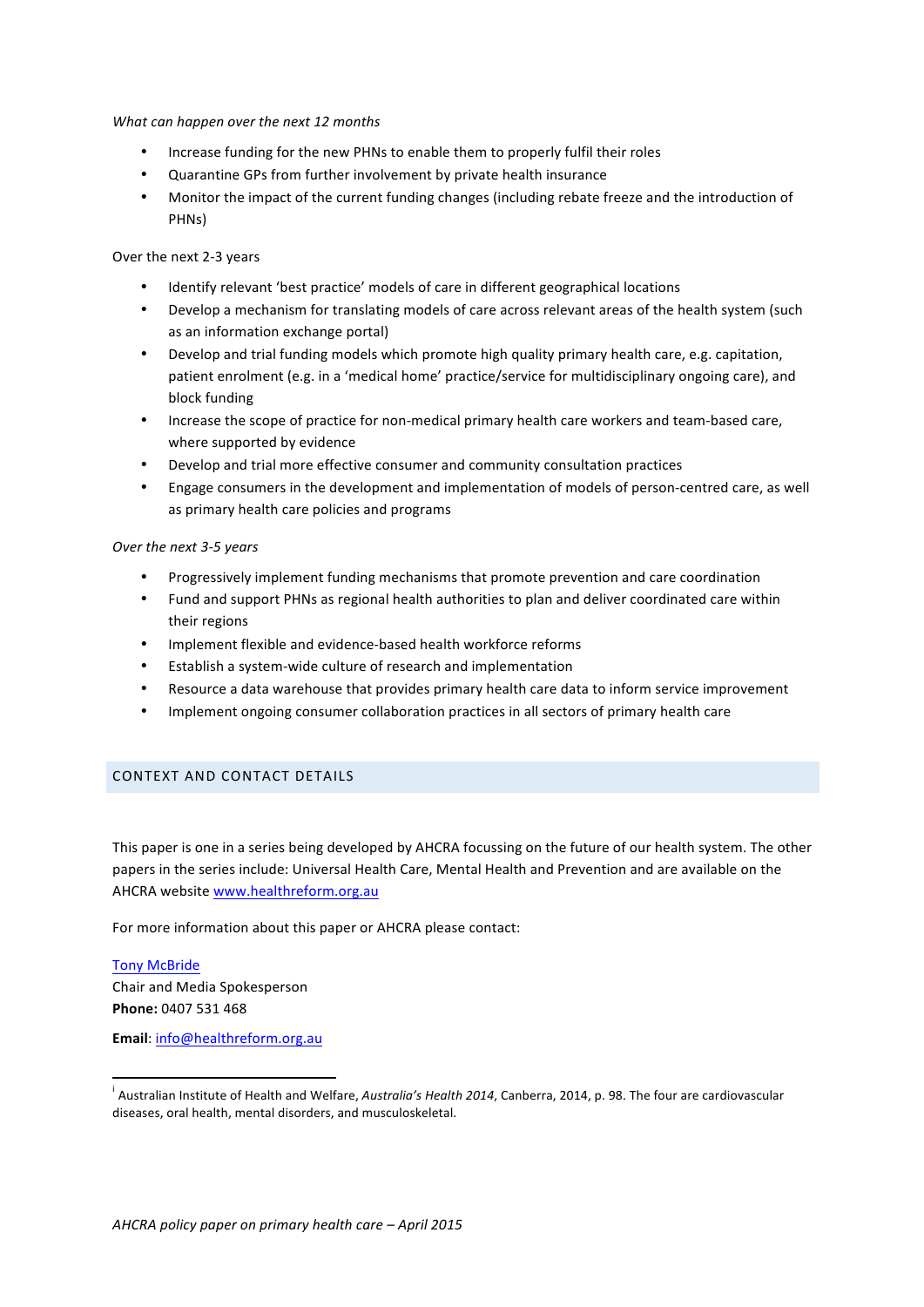*What can happen over the next 12 months*

- Increase funding for the new PHNs to enable them to properly fulfil their roles
- Quarantine GPs from further involvement by private health insurance
- Monitor the impact of the current funding changes (including rebate freeze and the introduction of PHNs)

Over the next 2-3 years

- Identify relevant 'best practice' models of care in different geographical locations
- Develop a mechanism for translating models of care across relevant areas of the health system (such as an information exchange portal)
- Develop and trial funding models which promote high quality primary health care, e.g. capitation, patient enrolment (e.g. in a 'medical home' practice/service for multidisciplinary ongoing care), and block funding
- Increase the scope of practice for non-medical primary health care workers and team-based care, where supported by evidence
- Develop and trial more effective consumer and community consultation practices
- Engage consumers in the development and implementation of models of person-centred care, as well as primary health care policies and programs

*Over the next 3-5 years*

- Progressively implement funding mechanisms that promote prevention and care coordination
- Fund and support PHNs as regional health authorities to plan and deliver coordinated care within their regions
- Implement flexible and evidence-based health workforce reforms
- Establish a system-wide culture of research and implementation
- Resource a data warehouse that provides primary health care data to inform service improvement
- Implement ongoing consumer collaboration practices in all sectors of primary health care

## CONTEXT AND CONTACT DETAILS

This paper is one in a series being developed by AHCRA focussing on the future of our health system. The other papers in the series include: Universal Health Care, Mental Health and Prevention and are available on the AHCRA website www.healthreform.org.au

For more information about this paper or AHCRA please contact:

Tony McBride
Chair and Media Spokesperson
**Phone:** 0407 531 468

**Email**: info@healthreform.org.au

[i] Australian Institute of Health and Welfare, *Australia's Health 2014*, Canberra, 2014, p. 98. The four are cardiovascular diseases, oral health, mental disorders, and musculoskeletal.